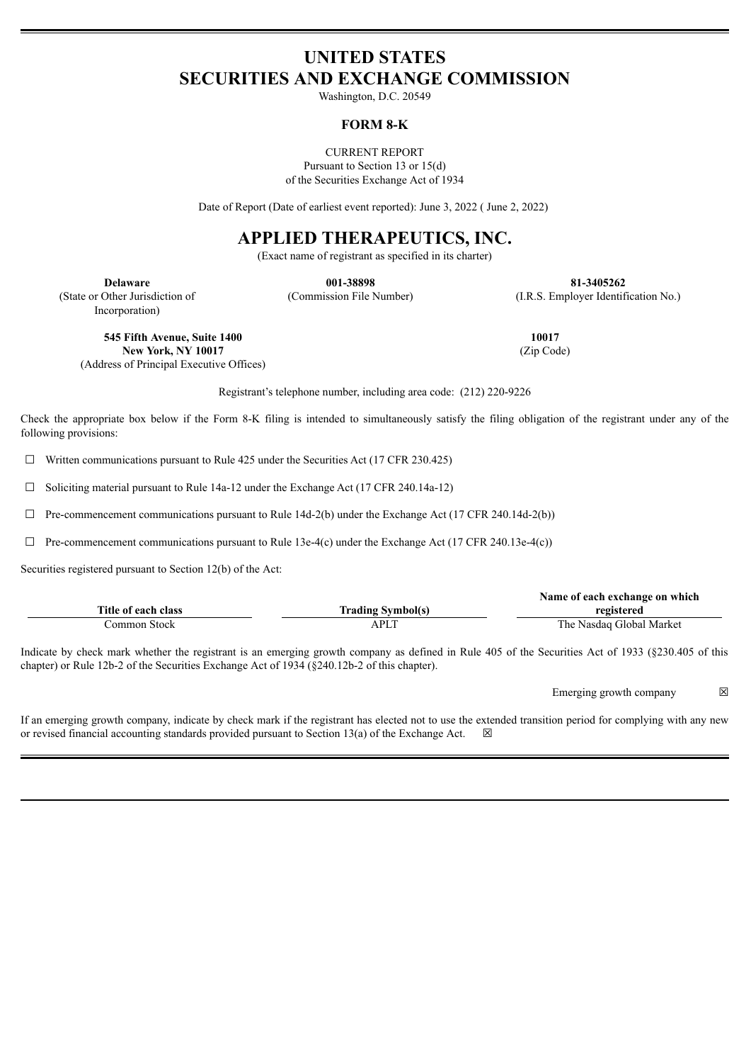# UNITED STATES
# SECURITIES AND EXCHANGE COMMISSION

Washington, D.C. 20549

## FORM 8-K

CURRENT REPORT
Pursuant to Section 13 or 15(d)
of the Securities Exchange Act of 1934

Date of Report (Date of earliest event reported): June 3, 2022 ( June 2, 2022)

# APPLIED THERAPEUTICS, INC.

(Exact name of registrant as specified in its charter)

| **Delaware** | **001-38898** | **81-3405262** |
|---|---|---|
| (State or Other Jurisdiction of Incorporation) | (Commission File Number) | (I.R.S. Employer Identification No.) |

| **545 Fifth Avenue, Suite 1400**<br>**New York, NY 10017** | **10017** |
|---|---|
| (Address of Principal Executive Offices) | (Zip Code) |

Registrant's telephone number, including area code: (212) 220-9226

Check the appropriate box below if the Form 8-K filing is intended to simultaneously satisfy the filing obligation of the registrant under any of the following provisions:

☐ Written communications pursuant to Rule 425 under the Securities Act (17 CFR 230.425)

☐ Soliciting material pursuant to Rule 14a-12 under the Exchange Act (17 CFR 240.14a-12)

☐ Pre-commencement communications pursuant to Rule 14d-2(b) under the Exchange Act (17 CFR 240.14d-2(b))

☐ Pre-commencement communications pursuant to Rule 13e-4(c) under the Exchange Act (17 CFR 240.13e-4(c))

Securities registered pursuant to Section 12(b) of the Act:

| Title of each class | Trading Symbol(s) | Name of each exchange on which registered |
|---|---|---|
| Common Stock | APLT | The Nasdaq Global Market |

Indicate by check mark whether the registrant is an emerging growth company as defined in Rule 405 of the Securities Act of 1933 (§230.405 of this chapter) or Rule 12b-2 of the Securities Exchange Act of 1934 (§240.12b-2 of this chapter).

Emerging growth company ☒

If an emerging growth company, indicate by check mark if the registrant has elected not to use the extended transition period for complying with any new or revised financial accounting standards provided pursuant to Section 13(a) of the Exchange Act. ☒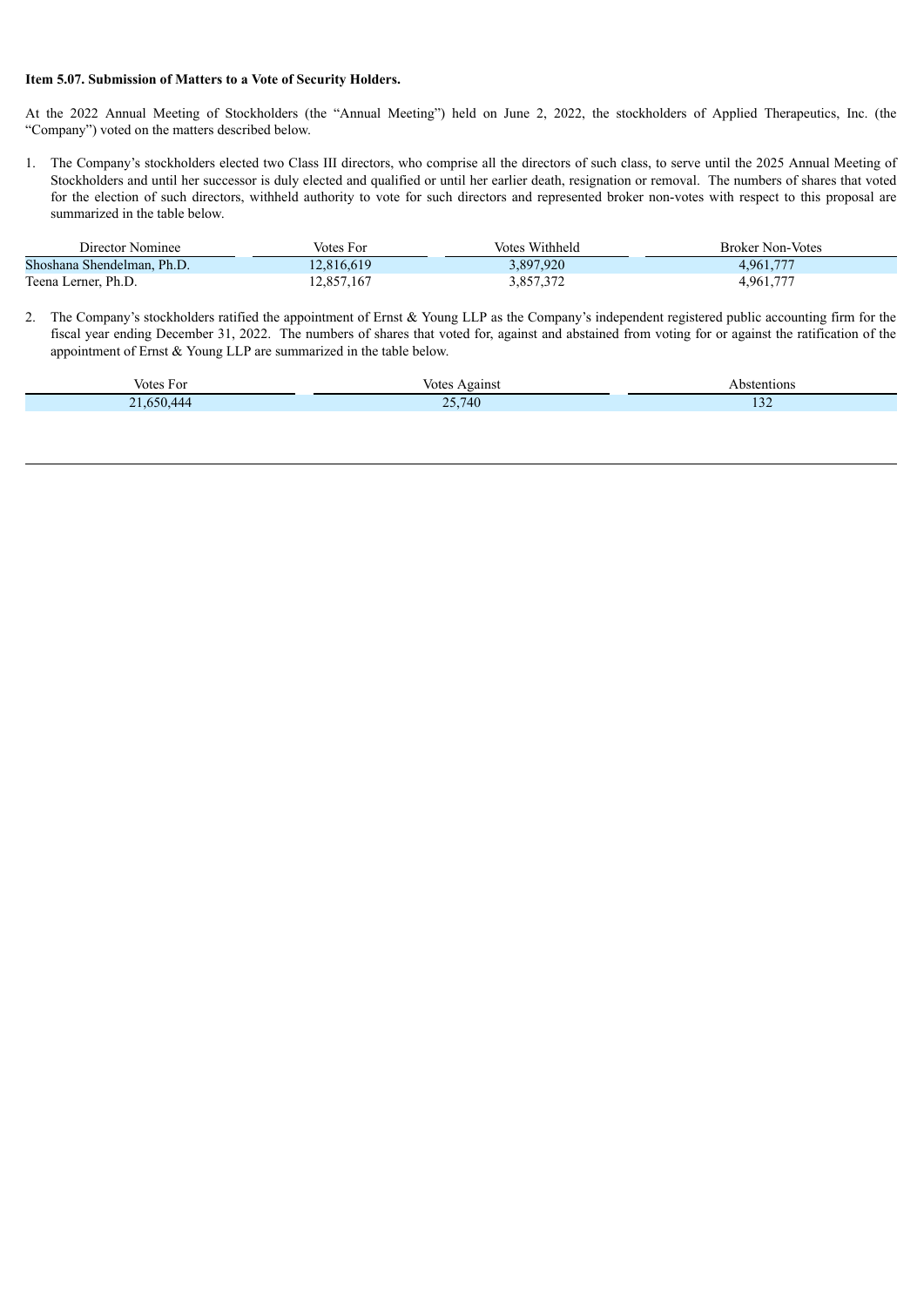**Item 5.07. Submission of Matters to a Vote of Security Holders.**

At the 2022 Annual Meeting of Stockholders (the "Annual Meeting") held on June 2, 2022, the stockholders of Applied Therapeutics, Inc. (the "Company") voted on the matters described below.

1. The Company's stockholders elected two Class III directors, who comprise all the directors of such class, to serve until the 2025 Annual Meeting of Stockholders and until her successor is duly elected and qualified or until her earlier death, resignation or removal. The numbers of shares that voted for the election of such directors, withheld authority to vote for such directors and represented broker non-votes with respect to this proposal are summarized in the table below.

| Director Nominee | Votes For | Votes Withheld | Broker Non-Votes |
|---|---|---|---|
| Shoshana Shendelman, Ph.D. | 12,816,619 | 3,897,920 | 4,961,777 |
| Teena Lerner, Ph.D. | 12,857,167 | 3,857,372 | 4,961,777 |

2. The Company's stockholders ratified the appointment of Ernst & Young LLP as the Company's independent registered public accounting firm for the fiscal year ending December 31, 2022. The numbers of shares that voted for, against and abstained from voting for or against the ratification of the appointment of Ernst & Young LLP are summarized in the table below.

| Votes For | Votes Against | Abstentions |
|---|---|---|
| 21,650,444 | 25,740 | 132 |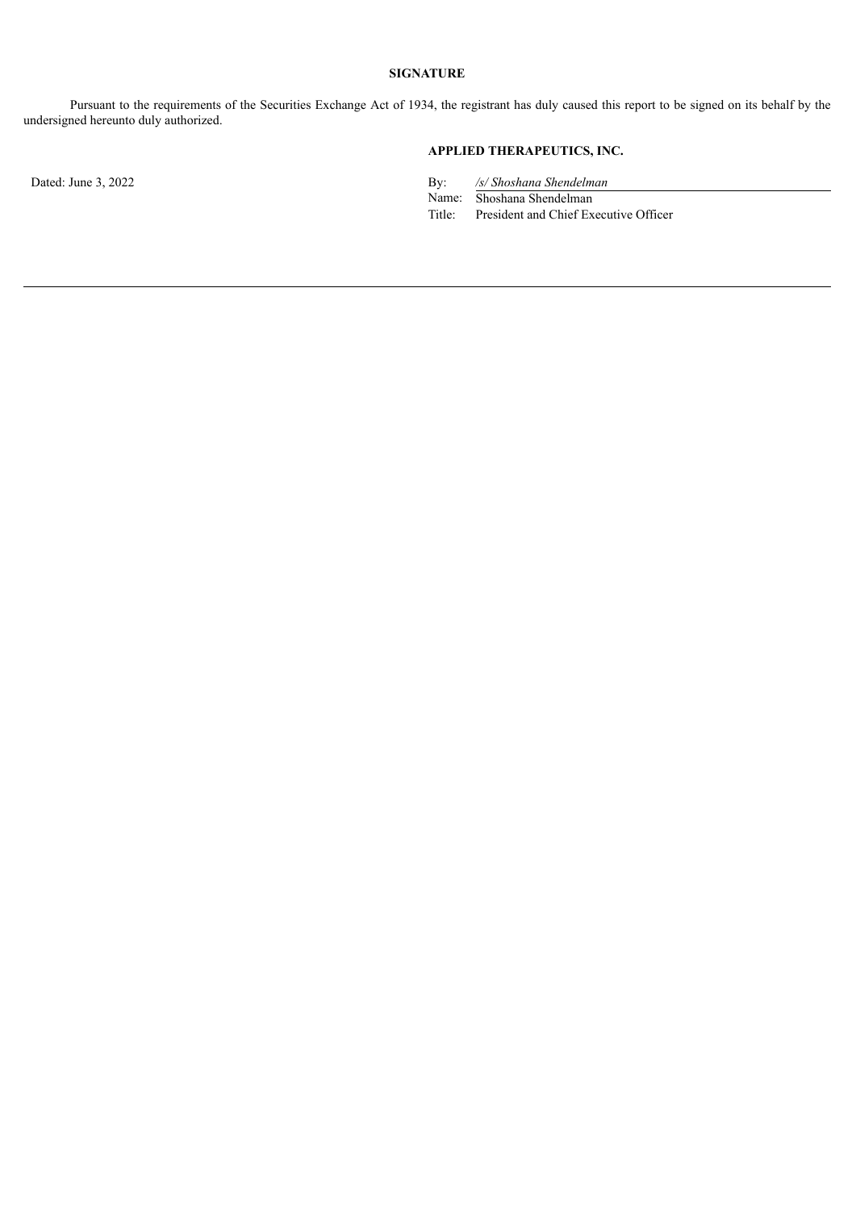**SIGNATURE**

Pursuant to the requirements of the Securities Exchange Act of 1934, the registrant has duly caused this report to be signed on its behalf by the undersigned hereunto duly authorized.

**APPLIED THERAPEUTICS, INC.**

Dated: June 3, 2022

By: */s/ Shoshana Shendelman*
Name: Shoshana Shendelman
Title: President and Chief Executive Officer